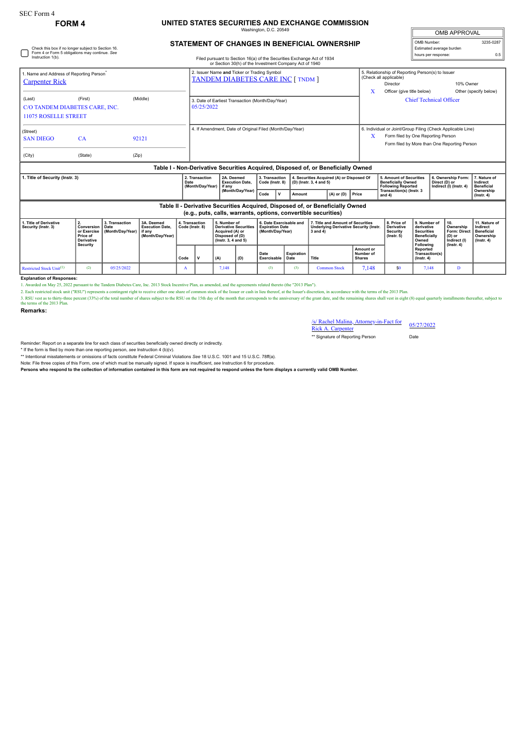SEC Form 4

**FORM 4**

# UNITED STATES SECURITIES AND EXCHANGE COMMISSION

Washington, D.C. 20549

## STATEMENT OF CHANGES IN BENEFICIAL OWNERSHIP

Filed pursuant to Section 16(a) of the Securities Exchange Act of 1934 or Section 30(h) of the Investment Company Act of 1940

| OMB APPROVAL | |
|---|---|
| OMB Number: | 3235-0287 |
| Estimated average burden | |
| hours per response: | 0.5 |

☐ Check this box if no longer subject to Section 16. Form 4 or Form 5 obligations may continue. *See* Instruction 1(b).

1. Name and Address of Reporting Person*
Carpenter Rick

(Last) (First) (Middle)
C/O TANDEM DIABETES CARE, INC.
11075 ROSELLE STREET

(Street)
SAN DIEGO CA 92121

(City) (State) (Zip)

2. Issuer Name **and** Ticker or Trading Symbol
TANDEM DIABETES CARE INC [ TNDM ]

3. Date of Earliest Transaction (Month/Day/Year)
05/25/2022

4. If Amendment, Date of Original Filed (Month/Day/Year)

5. Relationship of Reporting Person(s) to Issuer (Check all applicable)
Director | 10% Owner
X Officer (give title below) | Other (specify below)
Chief Technical Officer

6. Individual or Joint/Group Filing (Check Applicable Line)
X Form filed by One Reporting Person
Form filed by More than One Reporting Person

### Table I - Non-Derivative Securities Acquired, Disposed of, or Beneficially Owned

| 1. Title of Security (Instr. 3) | 2. Transaction Date (Month/Day/Year) | 2A. Deemed Execution Date, if any (Month/Day/Year) | 3. Transaction Code (Instr. 8) | | 4. Securities Acquired (A) or Disposed Of (D) (Instr. 3, 4 and 5) | | | 5. Amount of Securities Beneficially Owned Following Reported Transaction(s) (Instr. 3 and 4) | 6. Ownership Form: Direct (D) or Indirect (I) (Instr. 4) | 7. Nature of Indirect Beneficial Ownership (Instr. 4) |
|---|---|---|---|---|---|---|---|---|---|---|
| | | | Code | V | Amount | (A) or (D) | Price | | | |

### Table II - Derivative Securities Acquired, Disposed of, or Beneficially Owned (e.g., puts, calls, warrants, options, convertible securities)

| 1. Title of Derivative Security (Instr. 3) | 2. Conversion or Exercise Price of Derivative Security | 3. Transaction Date (Month/Day/Year) | 3A. Deemed Execution Date, if any (Month/Day/Year) | 4. Transaction Code (Instr. 8) | | 5. Number of Derivative Securities Acquired (A) or Disposed of (D) (Instr. 3, 4 and 5) | | 6. Date Exercisable and Expiration Date (Month/Day/Year) | | 7. Title and Amount of Securities Underlying Derivative Security (Instr. 3 and 4) | | 8. Price of Derivative Security (Instr. 5) | 9. Number of derivative Securities Beneficially Owned Following Reported Transaction(s) (Instr. 4) | 10. Ownership Form: Direct (D) or Indirect (I) (Instr. 4) | 11. Nature of Indirect Beneficial Ownership (Instr. 4) |
|---|---|---|---|---|---|---|---|---|---|---|---|---|---|---|---|
| | | | | Code | V | (A) | (D) | Date Exercisable | Expiration Date | Title | Amount or Number of Shares | | | | |
| Restricted Stock Unit[(1)] | (2) | 05/25/2022 | | A | | 7,148 | | (3) | (3) | Common Stock | 7,148 | $0 | 7,148 | D | |

**Explanation of Responses:**

1. Awarded on May 25, 2022 pursuant to the Tandem Diabetes Care, Inc. 2013 Stock Incentive Plan, as amended, and the agreements related thereto (the "2013 Plan").

2. Each restricted stock unit ("RSU") represents a contingent right to receive either one share of common stock of the Issuer or cash in lieu thereof, at the Issuer's discretion, in accordance with the terms of the 2013 Plan.

3. RSU vest as to thirty-three percent (33%) of the total number of shares subject to the RSU on the 15th day of the month that corresponds to the anniversary of the grant date, and the remaining shares shall vest in eight (8) equal quarterly installments thereafter, subject to the terms of the 2013 Plan.

**Remarks:**

/s/ Rachel Malina, Attorney-in-Fact for Rick A. Carpenter — 05/27/2022

** Signature of Reporting Person — Date

Reminder: Report on a separate line for each class of securities beneficially owned directly or indirectly.

* If the form is filed by more than one reporting person, *see* Instruction 4 (b)(v).

** Intentional misstatements or omissions of facts constitute Federal Criminal Violations *See* 18 U.S.C. 1001 and 15 U.S.C. 78ff(a).

Note: File three copies of this Form, one of which must be manually signed. If space is insufficient, *see* Instruction 6 for procedure.

**Persons who respond to the collection of information contained in this form are not required to respond unless the form displays a currently valid OMB Number.**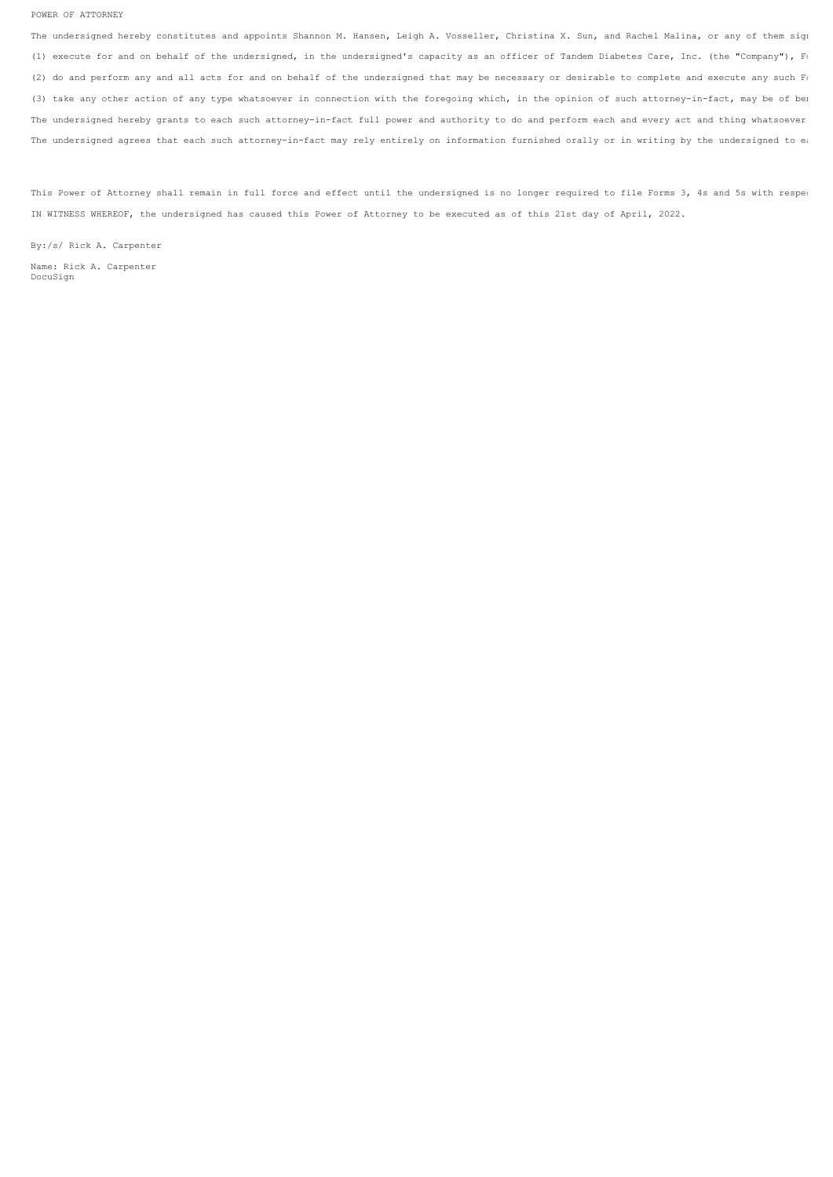POWER OF ATTORNEY

The undersigned hereby constitutes and appoints Shannon M. Hansen, Leigh A. Vosseller, Christina X. Sun, and Rachel Malina, or any of them sig

(1) execute for and on behalf of the undersigned, in the undersigned's capacity as an officer of Tandem Diabetes Care, Inc. (the "Company"), F

(2) do and perform any and all acts for and on behalf of the undersigned that may be necessary or desirable to complete and execute any such F

(3) take any other action of any type whatsoever in connection with the foregoing which, in the opinion of such attorney-in-fact, may be of be

The undersigned hereby grants to each such attorney-in-fact full power and authority to do and perform each and every act and thing whatsoever

The undersigned agrees that each such attorney-in-fact may rely entirely on information furnished orally or in writing by the undersigned to e

This Power of Attorney shall remain in full force and effect until the undersigned is no longer required to file Forms 3, 4s and 5s with respe

IN WITNESS WHEREOF, the undersigned has caused this Power of Attorney to be executed as of this 21st day of April, 2022.

By:/s/ Rick A. Carpenter

Name: Rick A. Carpenter
DocuSign